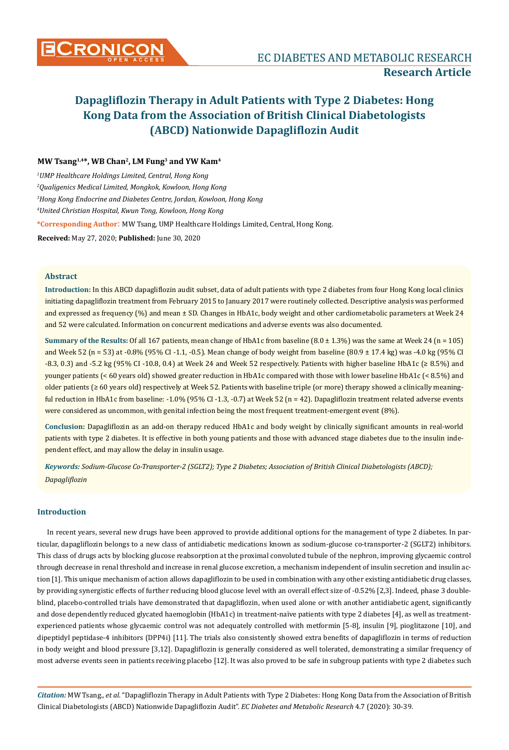# Dapagliflozin Therapy in Adult Patients with Type 2 Diabetes: Hong Kong Data from the Association of British Clinical Diabetologists (ABCD) Nationwide Dapagliflozin Audit

**MW Tsang[1,4]*, WB Chan[2], LM Fung[3] and YW Kam[4]**

*[1]UMP Healthcare Holdings Limited, Central, Hong Kong*

*[2]Qualigenics Medical Limited, Mongkok, Kowloon, Hong Kong*

*[3]Hong Kong Endocrine and Diabetes Centre, Jordan, Kowloon, Hong Kong*

*[4]United Christian Hospital, Kwun Tong, Kowloon, Hong Kong*

***Corresponding Author**: MW Tsang, UMP Healthcare Holdings Limited, Central, Hong Kong.

**Received:** May 27, 2020; **Published:** June 30, 2020

## Abstract

**Introduction:** In this ABCD dapagliflozin audit subset, data of adult patients with type 2 diabetes from four Hong Kong local clinics initiating dapagliflozin treatment from February 2015 to January 2017 were routinely collected. Descriptive analysis was performed and expressed as frequency (%) and mean ± SD. Changes in HbA1c, body weight and other cardiometabolic parameters at Week 24 and 52 were calculated. Information on concurrent medications and adverse events was also documented.

**Summary of the Results:** Of all 167 patients, mean change of HbA1c from baseline (8.0 ± 1.3%) was the same at Week 24 (n = 105) and Week 52 (n = 53) at -0.8% (95% CI -1.1, -0.5). Mean change of body weight from baseline (80.9 ± 17.4 kg) was -4.0 kg (95% CI -8.3, 0.3) and -5.2 kg (95% CI -10.8, 0.4) at Week 24 and Week 52 respectively. Patients with higher baseline HbA1c (≥ 8.5%) and younger patients (< 60 years old) showed greater reduction in HbA1c compared with those with lower baseline HbA1c (< 8.5%) and older patients (≥ 60 years old) respectively at Week 52. Patients with baseline triple (or more) therapy showed a clinically meaningful reduction in HbA1c from baseline: -1.0% (95% CI -1.3, -0.7) at Week 52 (n = 42). Dapagliflozin treatment related adverse events were considered as uncommon, with genital infection being the most frequent treatment-emergent event (8%).

**Conclusion:** Dapagliflozin as an add-on therapy reduced HbA1c and body weight by clinically significant amounts in real-world patients with type 2 diabetes. It is effective in both young patients and those with advanced stage diabetes due to the insulin independent effect, and may allow the delay in insulin usage.

***Keywords:*** *Sodium-Glucose Co-Transporter-2 (SGLT2); Type 2 Diabetes; Association of British Clinical Diabetologists (ABCD); Dapagliflozin*

## Introduction

In recent years, several new drugs have been approved to provide additional options for the management of type 2 diabetes. In particular, dapagliflozin belongs to a new class of antidiabetic medications known as sodium-glucose co-transporter-2 (SGLT2) inhibitors. This class of drugs acts by blocking glucose reabsorption at the proximal convoluted tubule of the nephron, improving glycaemic control through decrease in renal threshold and increase in renal glucose excretion, a mechanism independent of insulin secretion and insulin action [1]. This unique mechanism of action allows dapagliflozin to be used in combination with any other existing antidiabetic drug classes, by providing synergistic effects of further reducing blood glucose level with an overall effect size of -0.52% [2,3]. Indeed, phase 3 double-blind, placebo-controlled trials have demonstrated that dapagliflozin, when used alone or with another antidiabetic agent, significantly and dose dependently reduced glycated haemoglobin (HbA1c) in treatment-naïve patients with type 2 diabetes [4], as well as treatment-experienced patients whose glycaemic control was not adequately controlled with metformin [5-8], insulin [9], pioglitazone [10], and dipeptidyl peptidase-4 inhibitors (DPP4i) [11]. The trials also consistently showed extra benefits of dapagliflozin in terms of reduction in body weight and blood pressure [3,12]. Dapagliflozin is generally considered as well tolerated, demonstrating a similar frequency of most adverse events seen in patients receiving placebo [12]. It was also proved to be safe in subgroup patients with type 2 diabetes such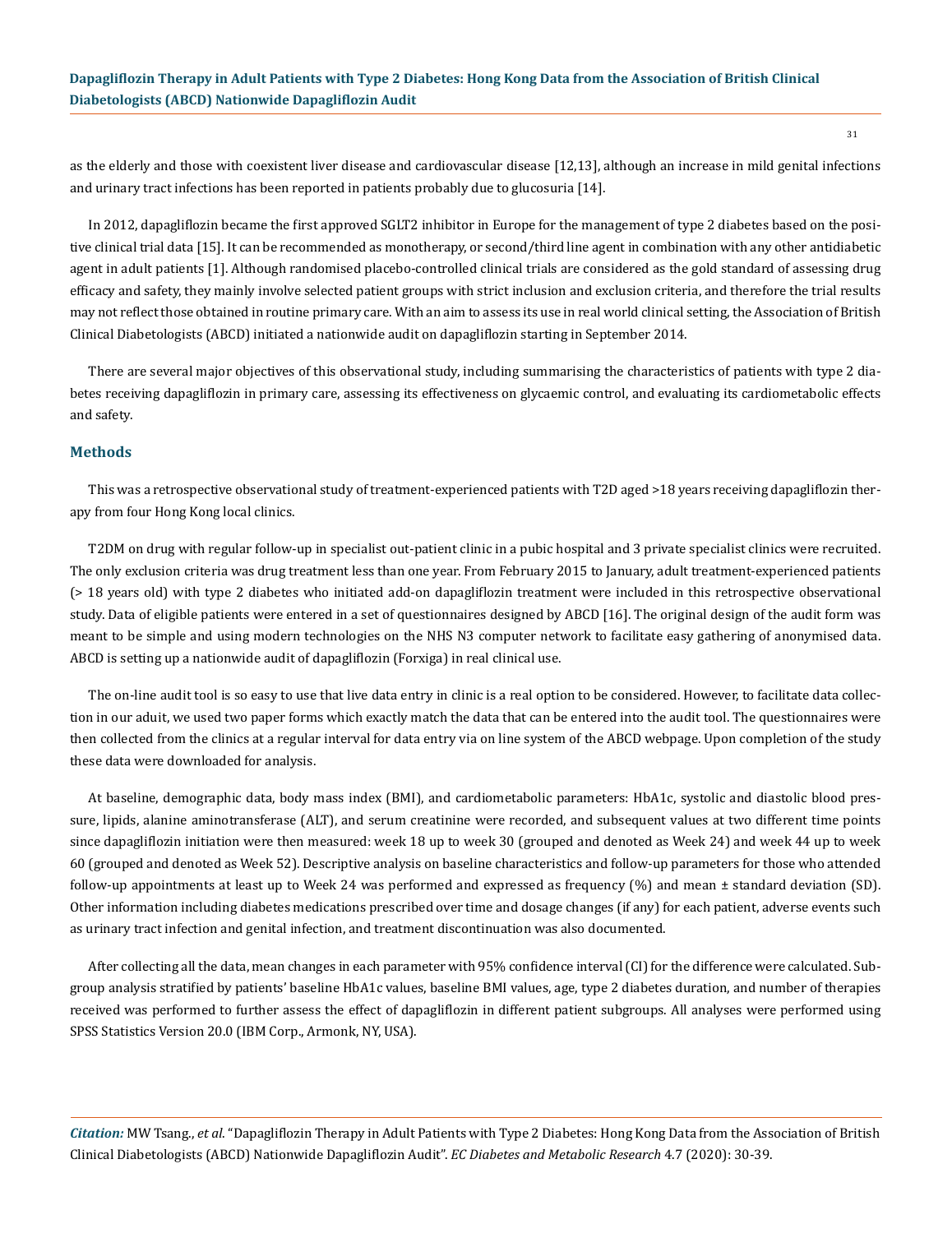as the elderly and those with coexistent liver disease and cardiovascular disease [12,13], although an increase in mild genital infections and urinary tract infections has been reported in patients probably due to glucosuria [14].

In 2012, dapagliflozin became the first approved SGLT2 inhibitor in Europe for the management of type 2 diabetes based on the positive clinical trial data [15]. It can be recommended as monotherapy, or second/third line agent in combination with any other antidiabetic agent in adult patients [1]. Although randomised placebo-controlled clinical trials are considered as the gold standard of assessing drug efficacy and safety, they mainly involve selected patient groups with strict inclusion and exclusion criteria, and therefore the trial results may not reflect those obtained in routine primary care. With an aim to assess its use in real world clinical setting, the Association of British Clinical Diabetologists (ABCD) initiated a nationwide audit on dapagliflozin starting in September 2014.

There are several major objectives of this observational study, including summarising the characteristics of patients with type 2 diabetes receiving dapagliflozin in primary care, assessing its effectiveness on glycaemic control, and evaluating its cardiometabolic effects and safety.

## Methods

This was a retrospective observational study of treatment-experienced patients with T2D aged >18 years receiving dapagliflozin therapy from four Hong Kong local clinics.

T2DM on drug with regular follow-up in specialist out-patient clinic in a pubic hospital and 3 private specialist clinics were recruited. The only exclusion criteria was drug treatment less than one year. From February 2015 to January, adult treatment-experienced patients (> 18 years old) with type 2 diabetes who initiated add-on dapagliflozin treatment were included in this retrospective observational study. Data of eligible patients were entered in a set of questionnaires designed by ABCD [16]. The original design of the audit form was meant to be simple and using modern technologies on the NHS N3 computer network to facilitate easy gathering of anonymised data. ABCD is setting up a nationwide audit of dapagliflozin (Forxiga) in real clinical use.

The on-line audit tool is so easy to use that live data entry in clinic is a real option to be considered. However, to facilitate data collection in our aduit, we used two paper forms which exactly match the data that can be entered into the audit tool. The questionnaires were then collected from the clinics at a regular interval for data entry via on line system of the ABCD webpage. Upon completion of the study these data were downloaded for analysis.

At baseline, demographic data, body mass index (BMI), and cardiometabolic parameters: HbA1c, systolic and diastolic blood pressure, lipids, alanine aminotransferase (ALT), and serum creatinine were recorded, and subsequent values at two different time points since dapagliflozin initiation were then measured: week 18 up to week 30 (grouped and denoted as Week 24) and week 44 up to week 60 (grouped and denoted as Week 52). Descriptive analysis on baseline characteristics and follow-up parameters for those who attended follow-up appointments at least up to Week 24 was performed and expressed as frequency (%) and mean ± standard deviation (SD). Other information including diabetes medications prescribed over time and dosage changes (if any) for each patient, adverse events such as urinary tract infection and genital infection, and treatment discontinuation was also documented.

After collecting all the data, mean changes in each parameter with 95% confidence interval (CI) for the difference were calculated. Subgroup analysis stratified by patients' baseline HbA1c values, baseline BMI values, age, type 2 diabetes duration, and number of therapies received was performed to further assess the effect of dapagliflozin in different patient subgroups. All analyses were performed using SPSS Statistics Version 20.0 (IBM Corp., Armonk, NY, USA).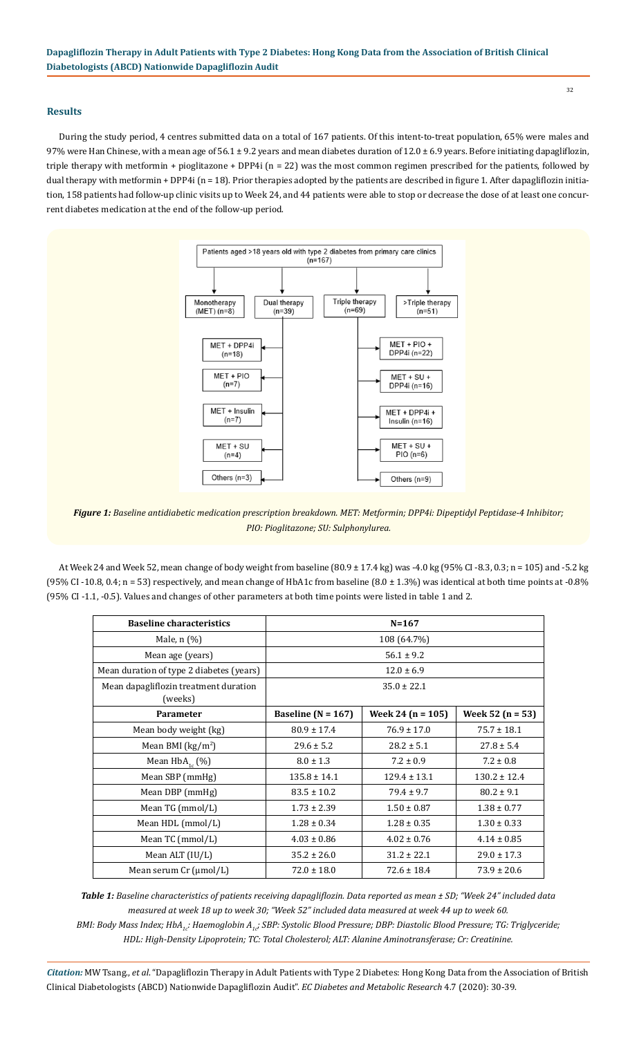## Results

During the study period, 4 centres submitted data on a total of 167 patients. Of this intent-to-treat population, 65% were males and 97% were Han Chinese, with a mean age of 56.1 ± 9.2 years and mean diabetes duration of 12.0 ± 6.9 years. Before initiating dapagliflozin, triple therapy with metformin + pioglitazone + DPP4i (n = 22) was the most common regimen prescribed for the patients, followed by dual therapy with metformin + DPP4i (n = 18). Prior therapies adopted by the patients are described in figure 1. After dapagliflozin initiation, 158 patients had follow-up clinic visits up to Week 24, and 44 patients were able to stop or decrease the dose of at least one concurrent diabetes medication at the end of the follow-up period.

Patients aged >18 years old with type 2 diabetes from primary care clinics (n=167)

- Monotherapy (MET) (n=8)
- Dual therapy (n=39)
  - MET + DPP4i (n=18)
  - MET + PIO (n=7)
  - MET + Insulin (n=7)
  - MET + SU (n=4)
  - Others (n=3)
- Triple therapy (n=69)
  - MET + PIO + DPP4i (n=22)
  - MET + SU + DPP4i (n=16)
  - MET + DPP4i + Insulin (n=16)
  - MET + SU + PIO (n=6)
  - Others (n=9)
- >Triple therapy (n=51)

***Figure 1:*** *Baseline antidiabetic medication prescription breakdown. MET: Metformin; DPP4i: Dipeptidyl Peptidase-4 Inhibitor; PIO: Pioglitazone; SU: Sulphonylurea.*

At Week 24 and Week 52, mean change of body weight from baseline (80.9 ± 17.4 kg) was -4.0 kg (95% CI -8.3, 0.3; n = 105) and -5.2 kg (95% CI -10.8, 0.4; n = 53) respectively, and mean change of HbA1c from baseline (8.0 ± 1.3%) was identical at both time points at -0.8% (95% CI -1.1, -0.5). Values and changes of other parameters at both time points were listed in table 1 and 2.

| **Baseline characteristics** | **N=167** | | |
|---|---|---|---|
| Male, n (%) | 108 (64.7%) | | |
| Mean age (years) | 56.1 ± 9.2 | | |
| Mean duration of type 2 diabetes (years) | 12.0 ± 6.9 | | |
| Mean dapagliflozin treatment duration (weeks) | 35.0 ± 22.1 | | |
| **Parameter** | **Baseline (N = 167)** | **Week 24 (n = 105)** | **Week 52 (n = 53)** |
| Mean body weight (kg) | 80.9 ± 17.4 | 76.9 ± 17.0 | 75.7 ± 18.1 |
| Mean BMI (kg/m$^2$) | 29.6 ± 5.2 | 28.2 ± 5.1 | 27.8 ± 5.4 |
| Mean $HbA_{1c}$ (%) | 8.0 ± 1.3 | 7.2 ± 0.9 | 7.2 ± 0.8 |
| Mean SBP (mmHg) | 135.8 ± 14.1 | 129.4 ± 13.1 | 130.2 ± 12.4 |
| Mean DBP (mmHg) | 83.5 ± 10.2 | 79.4 ± 9.7 | 80.2 ± 9.1 |
| Mean TG (mmol/L) | 1.73 ± 2.39 | 1.50 ± 0.87 | 1.38 ± 0.77 |
| Mean HDL (mmol/L) | 1.28 ± 0.34 | 1.28 ± 0.35 | 1.30 ± 0.33 |
| Mean TC (mmol/L) | 4.03 ± 0.86 | 4.02 ± 0.76 | 4.14 ± 0.85 |
| Mean ALT (IU/L) | 35.2 ± 26.0 | 31.2 ± 22.1 | 29.0 ± 17.3 |
| Mean serum Cr (μmol/L) | 72.0 ± 18.0 | 72.6 ± 18.4 | 73.9 ± 20.6 |

***Table 1:*** *Baseline characteristics of patients receiving dapagliflozin. Data reported as mean ± SD; "Week 24" included data measured at week 18 up to week 30; "Week 52" included data measured at week 44 up to week 60.*

*BMI: Body Mass Index; $HbA_{1c}$: Haemoglobin $A_{1c}$; SBP: Systolic Blood Pressure; DBP: Diastolic Blood Pressure; TG: Triglyceride; HDL: High-Density Lipoprotein; TC: Total Cholesterol; ALT: Alanine Aminotransferase; Cr: Creatinine.*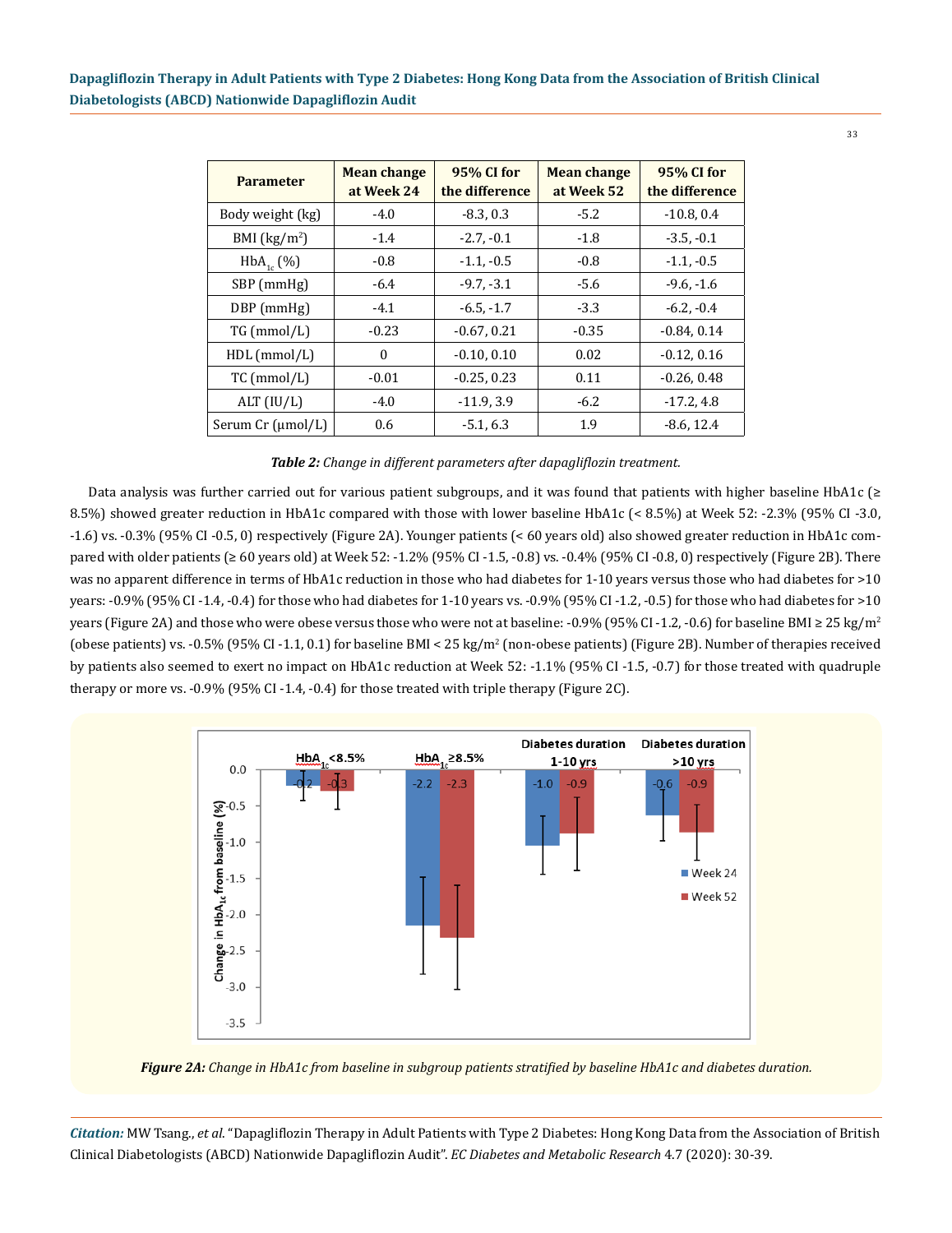| Parameter | Mean change at Week 24 | 95% CI for the difference | Mean change at Week 52 | 95% CI for the difference |
|---|---|---|---|---|
| Body weight (kg) | -4.0 | -8.3, 0.3 | -5.2 | -10.8, 0.4 |
| BMI (kg/m$^2$) | -1.4 | -2.7, -0.1 | -1.8 | -3.5, -0.1 |
| $HbA_{1c}$ (%) | -0.8 | -1.1, -0.5 | -0.8 | -1.1, -0.5 |
| SBP (mmHg) | -6.4 | -9.7, -3.1 | -5.6 | -9.6, -1.6 |
| DBP (mmHg) | -4.1 | -6.5, -1.7 | -3.3 | -6.2, -0.4 |
| TG (mmol/L) | -0.23 | -0.67, 0.21 | -0.35 | -0.84, 0.14 |
| HDL (mmol/L) | 0 | -0.10, 0.10 | 0.02 | -0.12, 0.16 |
| TC (mmol/L) | -0.01 | -0.25, 0.23 | 0.11 | -0.26, 0.48 |
| ALT (IU/L) | -4.0 | -11.9, 3.9 | -6.2 | -17.2, 4.8 |
| Serum Cr (μmol/L) | 0.6 | -5.1, 6.3 | 1.9 | -8.6, 12.4 |

***Table 2:*** *Change in different parameters after dapagliflozin treatment.*

Data analysis was further carried out for various patient subgroups, and it was found that patients with higher baseline HbA1c (≥ 8.5%) showed greater reduction in HbA1c compared with those with lower baseline HbA1c (< 8.5%) at Week 52: -2.3% (95% CI -3.0, -1.6) vs. -0.3% (95% CI -0.5, 0) respectively (Figure 2A). Younger patients (< 60 years old) also showed greater reduction in HbA1c compared with older patients (≥ 60 years old) at Week 52: -1.2% (95% CI -1.5, -0.8) vs. -0.4% (95% CI -0.8, 0) respectively (Figure 2B). There was no apparent difference in terms of HbA1c reduction in those who had diabetes for 1-10 years versus those who had diabetes for >10 years: -0.9% (95% CI -1.4, -0.4) for those who had diabetes for 1-10 years vs. -0.9% (95% CI -1.2, -0.5) for those who had diabetes for >10 years (Figure 2A) and those who were obese versus those who were not at baseline: -0.9% (95% CI -1.2, -0.6) for baseline BMI ≥ 25 kg/m$^2$ (obese patients) vs. -0.5% (95% CI -1.1, 0.1) for baseline BMI < 25 kg/m$^2$ (non-obese patients) (Figure 2B). Number of therapies received by patients also seemed to exert no impact on HbA1c reduction at Week 52: -1.1% (95% CI -1.5, -0.7) for those treated with quadruple therapy or more vs. -0.9% (95% CI -1.4, -0.4) for those treated with triple therapy (Figure 2C).

***Figure 2A:*** *Change in HbA1c from baseline in subgroup patients stratified by baseline HbA1c and diabetes duration.*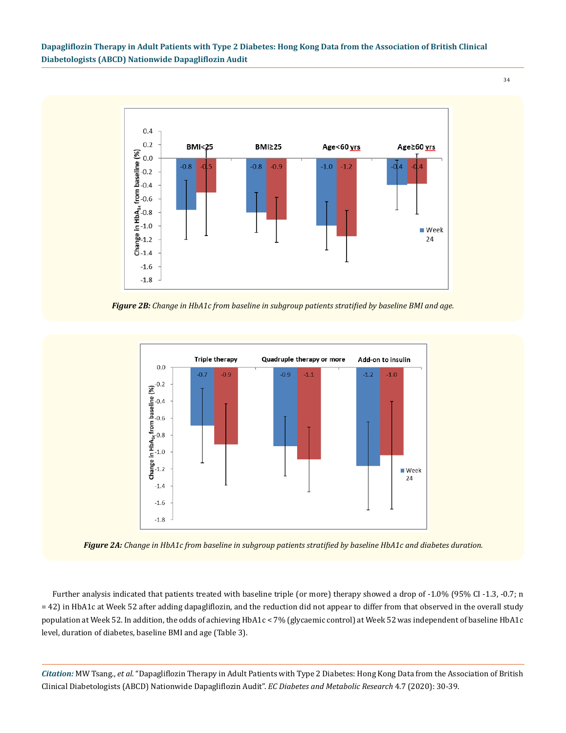Figure 2B: Change in HbA1c from baseline in subgroup patients stratified by baseline BMI and age.

Figure 2A: Change in HbA1c from baseline in subgroup patients stratified by baseline HbA1c and diabetes duration.

Further analysis indicated that patients treated with baseline triple (or more) therapy showed a drop of -1.0% (95% CI -1.3, -0.7; n = 42) in HbA1c at Week 52 after adding dapagliflozin, and the reduction did not appear to differ from that observed in the overall study population at Week 52. In addition, the odds of achieving HbA1c < 7% (glycaemic control) at Week 52 was independent of baseline HbA1c level, duration of diabetes, baseline BMI and age (Table 3).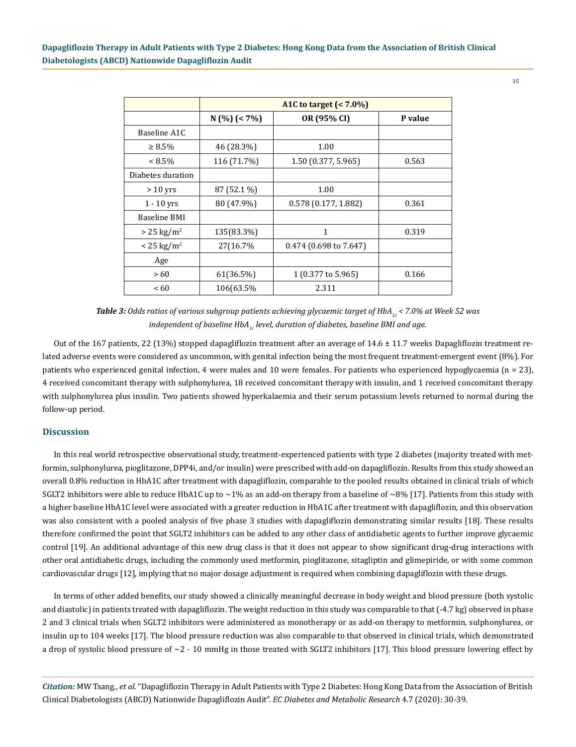| | A1C to target (< 7.0%) | | |
|---|---|---|---|
| | N (%) (< 7%) | OR (95% CI) | P value |
| Baseline A1C | | | |
| ≥ 8.5% | 46 (28.3%) | 1.00 | |
| < 8.5% | 116 (71.7%) | 1.50 (0.377, 5.965) | 0.563 |
| Diabetes duration | | | |
| > 10 yrs | 87 (52.1 %) | 1.00 | |
| 1 - 10 yrs | 80 (47.9%) | 0.578 (0.177, 1.882) | 0.361 |
| Baseline BMI | | | |
| > 25 kg/m$^2$ | 135(83.3%) | 1 | 0.319 |
| < 25 kg/m$^2$ | 27(16.7% | 0.474 (0.698 to 7.647) | |
| Age | | | |
| > 60 | 61(36.5%) | 1 (0.377 to 5.965) | 0.166 |
| < 60 | 106(63.5% | 2.311 | |

***Table 3:*** *Odds ratios of various subgroup patients achieving glycaemic target of $HbA_{1c}$ < 7.0% at Week 52 was independent of baseline $HbA_{1c}$ level, duration of diabetes, baseline BMI and age.*

Out of the 167 patients, 22 (13%) stopped dapagliflozin treatment after an average of 14.6 ± 11.7 weeks Dapagliflozin treatment related adverse events were considered as uncommon, with genital infection being the most frequent treatment-emergent event (8%). For patients who experienced genital infection, 4 were males and 10 were females. For patients who experienced hypoglycaemia (n = 23), 4 received concomitant therapy with sulphonylurea, 18 received concomitant therapy with insulin, and 1 received concomitant therapy with sulphonylurea plus insulin. Two patients showed hyperkalaemia and their serum potassium levels returned to normal during the follow-up period.

## Discussion

In this real world retrospective observational study, treatment-experienced patients with type 2 diabetes (majority treated with metformin, sulphonylurea, pioglitazone, DPP4i, and/or insulin) were prescribed with add-on dapagliflozin. Results from this study showed an overall 0.8% reduction in HbA1C after treatment with dapagliflozin, comparable to the pooled results obtained in clinical trials of which SGLT2 inhibitors were able to reduce HbA1C up to ~1% as an add-on therapy from a baseline of ~8% [17]. Patients from this study with a higher baseline HbA1C level were associated with a greater reduction in HbA1C after treatment with dapagliflozin, and this observation was also consistent with a pooled analysis of five phase 3 studies with dapagliflozin demonstrating similar results [18]. These results therefore confirmed the point that SGLT2 inhibitors can be added to any other class of antidiabetic agents to further improve glycaemic control [19]. An additional advantage of this new drug class is that it does not appear to show significant drug-drug interactions with other oral antidiabetic drugs, including the commonly used metformin, pioglitazone, sitagliptin and glimepiride, or with some common cardiovascular drugs [12], implying that no major dosage adjustment is required when combining dapagliflozin with these drugs.

In terms of other added benefits, our study showed a clinically meaningful decrease in body weight and blood pressure (both systolic and diastolic) in patients treated with dapagliflozin. The weight reduction in this study was comparable to that (-4.7 kg) observed in phase 2 and 3 clinical trials when SGLT2 inhibitors were administered as monotherapy or as add-on therapy to metformin, sulphonylurea, or insulin up to 104 weeks [17]. The blood pressure reduction was also comparable to that observed in clinical trials, which demonstrated a drop of systolic blood pressure of ~2 - 10 mmHg in those treated with SGLT2 inhibitors [17]. This blood pressure lowering effect by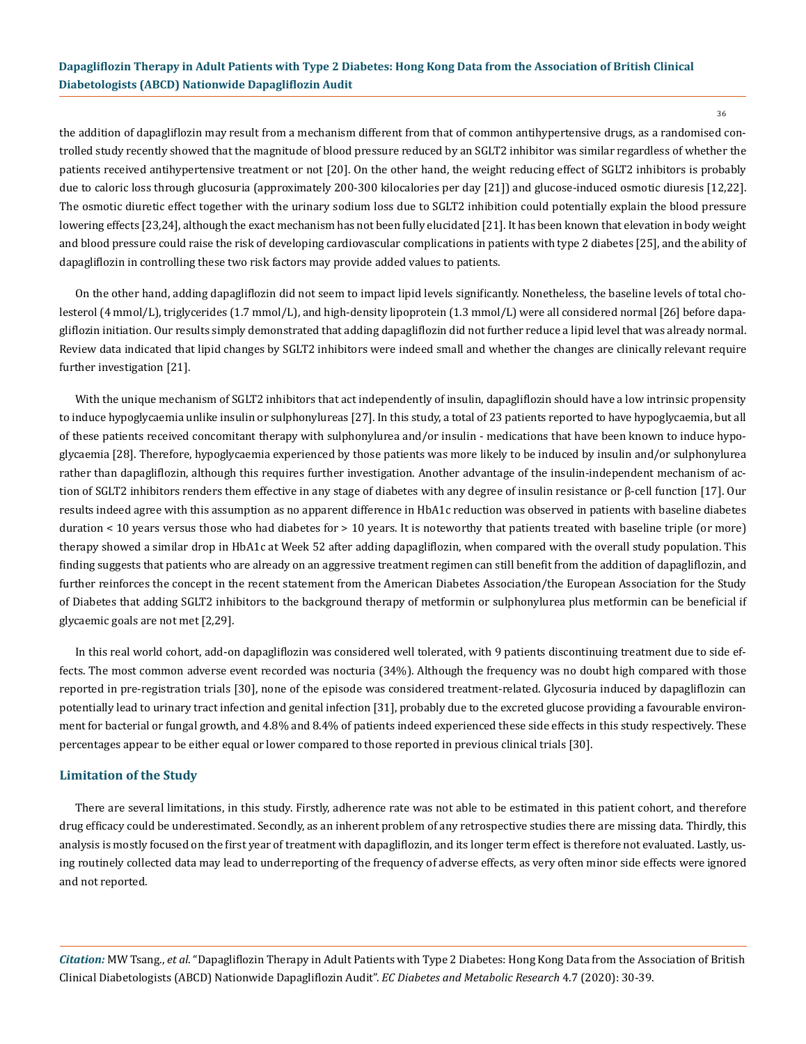the addition of dapagliflozin may result from a mechanism different from that of common antihypertensive drugs, as a randomised controlled study recently showed that the magnitude of blood pressure reduced by an SGLT2 inhibitor was similar regardless of whether the patients received antihypertensive treatment or not [20]. On the other hand, the weight reducing effect of SGLT2 inhibitors is probably due to caloric loss through glucosuria (approximately 200-300 kilocalories per day [21]) and glucose-induced osmotic diuresis [12,22]. The osmotic diuretic effect together with the urinary sodium loss due to SGLT2 inhibition could potentially explain the blood pressure lowering effects [23,24], although the exact mechanism has not been fully elucidated [21]. It has been known that elevation in body weight and blood pressure could raise the risk of developing cardiovascular complications in patients with type 2 diabetes [25], and the ability of dapagliflozin in controlling these two risk factors may provide added values to patients.

On the other hand, adding dapagliflozin did not seem to impact lipid levels significantly. Nonetheless, the baseline levels of total cholesterol (4 mmol/L), triglycerides (1.7 mmol/L), and high-density lipoprotein (1.3 mmol/L) were all considered normal [26] before dapagliflozin initiation. Our results simply demonstrated that adding dapagliflozin did not further reduce a lipid level that was already normal. Review data indicated that lipid changes by SGLT2 inhibitors were indeed small and whether the changes are clinically relevant require further investigation [21].

With the unique mechanism of SGLT2 inhibitors that act independently of insulin, dapagliflozin should have a low intrinsic propensity to induce hypoglycaemia unlike insulin or sulphonylureas [27]. In this study, a total of 23 patients reported to have hypoglycaemia, but all of these patients received concomitant therapy with sulphonylurea and/or insulin - medications that have been known to induce hypoglycaemia [28]. Therefore, hypoglycaemia experienced by those patients was more likely to be induced by insulin and/or sulphonylurea rather than dapagliflozin, although this requires further investigation. Another advantage of the insulin-independent mechanism of action of SGLT2 inhibitors renders them effective in any stage of diabetes with any degree of insulin resistance or β-cell function [17]. Our results indeed agree with this assumption as no apparent difference in HbA1c reduction was observed in patients with baseline diabetes duration < 10 years versus those who had diabetes for > 10 years. It is noteworthy that patients treated with baseline triple (or more) therapy showed a similar drop in HbA1c at Week 52 after adding dapagliflozin, when compared with the overall study population. This finding suggests that patients who are already on an aggressive treatment regimen can still benefit from the addition of dapagliflozin, and further reinforces the concept in the recent statement from the American Diabetes Association/the European Association for the Study of Diabetes that adding SGLT2 inhibitors to the background therapy of metformin or sulphonylurea plus metformin can be beneficial if glycaemic goals are not met [2,29].

In this real world cohort, add-on dapagliflozin was considered well tolerated, with 9 patients discontinuing treatment due to side effects. The most common adverse event recorded was nocturia (34%). Although the frequency was no doubt high compared with those reported in pre-registration trials [30], none of the episode was considered treatment-related. Glycosuria induced by dapagliflozin can potentially lead to urinary tract infection and genital infection [31], probably due to the excreted glucose providing a favourable environment for bacterial or fungal growth, and 4.8% and 8.4% of patients indeed experienced these side effects in this study respectively. These percentages appear to be either equal or lower compared to those reported in previous clinical trials [30].

## Limitation of the Study

There are several limitations, in this study. Firstly, adherence rate was not able to be estimated in this patient cohort, and therefore drug efficacy could be underestimated. Secondly, as an inherent problem of any retrospective studies there are missing data. Thirdly, this analysis is mostly focused on the first year of treatment with dapagliflozin, and its longer term effect is therefore not evaluated. Lastly, using routinely collected data may lead to underreporting of the frequency of adverse effects, as very often minor side effects were ignored and not reported.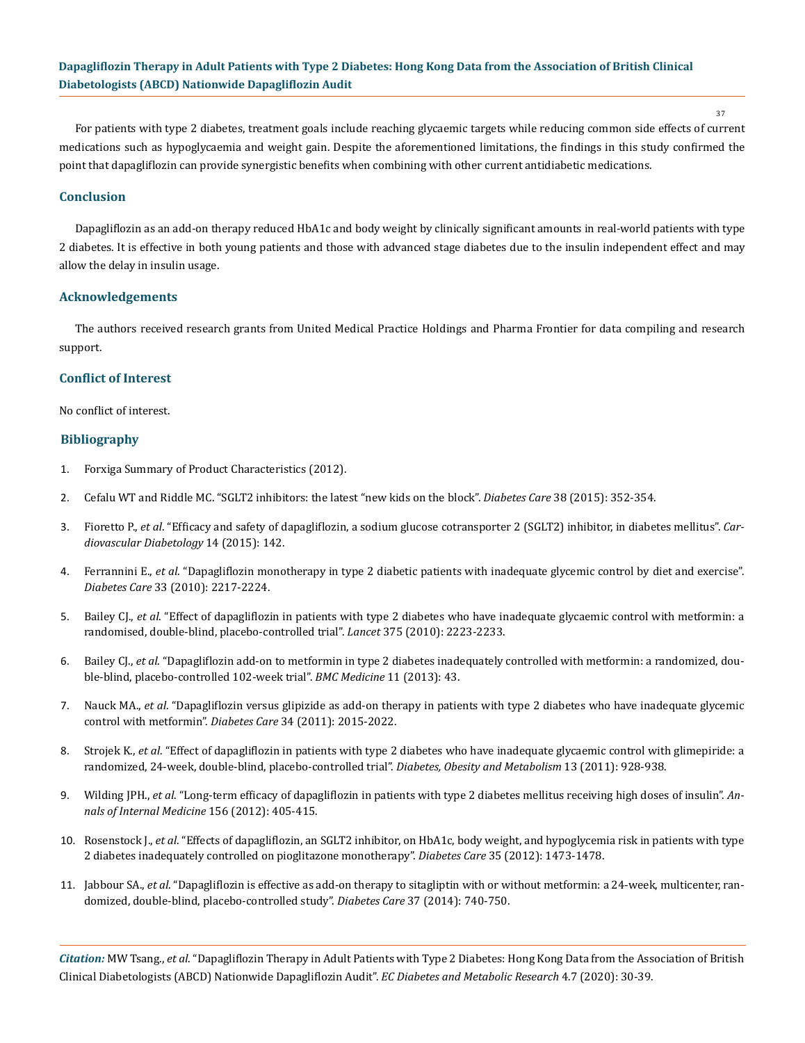For patients with type 2 diabetes, treatment goals include reaching glycaemic targets while reducing common side effects of current medications such as hypoglycaemia and weight gain. Despite the aforementioned limitations, the findings in this study confirmed the point that dapagliflozin can provide synergistic benefits when combining with other current antidiabetic medications.

## Conclusion

Dapagliflozin as an add-on therapy reduced HbA1c and body weight by clinically significant amounts in real-world patients with type 2 diabetes. It is effective in both young patients and those with advanced stage diabetes due to the insulin independent effect and may allow the delay in insulin usage.

## Acknowledgements

The authors received research grants from United Medical Practice Holdings and Pharma Frontier for data compiling and research support.

## Conflict of Interest

No conflict of interest.

## Bibliography

1. Forxiga Summary of Product Characteristics (2012).
2. Cefalu WT and Riddle MC. "SGLT2 inhibitors: the latest "new kids on the block". *Diabetes Care* 38 (2015): 352-354.
3. Fioretto P., *et al*. "Efficacy and safety of dapagliflozin, a sodium glucose cotransporter 2 (SGLT2) inhibitor, in diabetes mellitus". *Cardiovascular Diabetology* 14 (2015): 142.
4. Ferrannini E., *et al*. "Dapagliflozin monotherapy in type 2 diabetic patients with inadequate glycemic control by diet and exercise". *Diabetes Care* 33 (2010): 2217-2224.
5. Bailey CJ., *et al*. "Effect of dapagliflozin in patients with type 2 diabetes who have inadequate glycaemic control with metformin: a randomised, double-blind, placebo-controlled trial". *Lancet* 375 (2010): 2223-2233.
6. Bailey CJ., *et al*. "Dapagliflozin add-on to metformin in type 2 diabetes inadequately controlled with metformin: a randomized, double-blind, placebo-controlled 102-week trial". *BMC Medicine* 11 (2013): 43.
7. Nauck MA., *et al*. "Dapagliflozin versus glipizide as add-on therapy in patients with type 2 diabetes who have inadequate glycemic control with metformin". *Diabetes Care* 34 (2011): 2015-2022.
8. Strojek K., *et al*. "Effect of dapagliflozin in patients with type 2 diabetes who have inadequate glycaemic control with glimepiride: a randomized, 24-week, double-blind, placebo-controlled trial". *Diabetes, Obesity and Metabolism* 13 (2011): 928-938.
9. Wilding JPH., *et al*. "Long-term efficacy of dapagliflozin in patients with type 2 diabetes mellitus receiving high doses of insulin". *Annals of Internal Medicine* 156 (2012): 405-415.
10. Rosenstock J., *et al*. "Effects of dapagliflozin, an SGLT2 inhibitor, on HbA1c, body weight, and hypoglycemia risk in patients with type 2 diabetes inadequately controlled on pioglitazone monotherapy". *Diabetes Care* 35 (2012): 1473-1478.
11. Jabbour SA., *et al*. "Dapagliflozin is effective as add-on therapy to sitagliptin with or without metformin: a 24-week, multicenter, randomized, double-blind, placebo-controlled study". *Diabetes Care* 37 (2014): 740-750.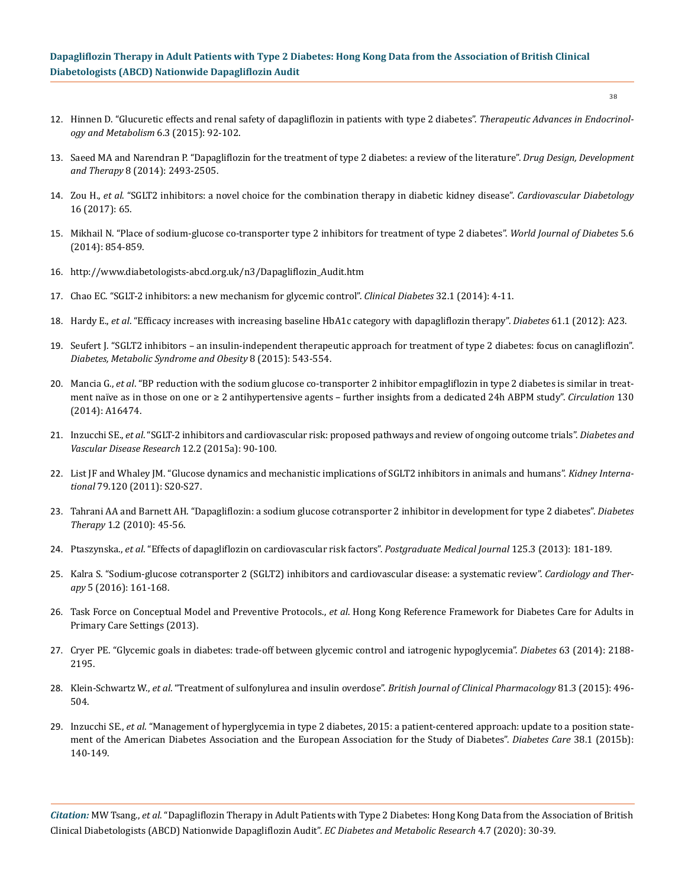12. Hinnen D. "Glucuretic effects and renal safety of dapagliflozin in patients with type 2 diabetes". *Therapeutic Advances in Endocrinology and Metabolism* 6.3 (2015): 92-102.

13. Saeed MA and Narendran P. "Dapagliflozin for the treatment of type 2 diabetes: a review of the literature". *Drug Design, Development and Therapy* 8 (2014): 2493-2505.

14. Zou H., *et al*. "SGLT2 inhibitors: a novel choice for the combination therapy in diabetic kidney disease". *Cardiovascular Diabetology* 16 (2017): 65.

15. Mikhail N. "Place of sodium-glucose co-transporter type 2 inhibitors for treatment of type 2 diabetes". *World Journal of Diabetes* 5.6 (2014): 854-859.

16. http://www.diabetologists-abcd.org.uk/n3/Dapagliflozin_Audit.htm

17. Chao EC. "SGLT-2 inhibitors: a new mechanism for glycemic control". *Clinical Diabetes* 32.1 (2014): 4-11.

18. Hardy E., *et al*. "Efficacy increases with increasing baseline HbA1c category with dapagliflozin therapy". *Diabetes* 61.1 (2012): A23.

19. Seufert J. "SGLT2 inhibitors – an insulin-independent therapeutic approach for treatment of type 2 diabetes: focus on canagliflozin". *Diabetes, Metabolic Syndrome and Obesity* 8 (2015): 543-554.

20. Mancia G., *et al*. "BP reduction with the sodium glucose co-transporter 2 inhibitor empagliflozin in type 2 diabetes is similar in treatment naïve as in those on one or ≥ 2 antihypertensive agents – further insights from a dedicated 24h ABPM study". *Circulation* 130 (2014): A16474.

21. Inzucchi SE., *et al*. "SGLT-2 inhibitors and cardiovascular risk: proposed pathways and review of ongoing outcome trials". *Diabetes and Vascular Disease Research* 12.2 (2015a): 90-100.

22. List JF and Whaley JM. "Glucose dynamics and mechanistic implications of SGLT2 inhibitors in animals and humans". *Kidney International* 79.120 (2011): S20-S27.

23. Tahrani AA and Barnett AH. "Dapagliflozin: a sodium glucose cotransporter 2 inhibitor in development for type 2 diabetes". *Diabetes Therapy* 1.2 (2010): 45-56.

24. Ptaszynska., *et al*. "Effects of dapagliflozin on cardiovascular risk factors". *Postgraduate Medical Journal* 125.3 (2013): 181-189.

25. Kalra S. "Sodium-glucose cotransporter 2 (SGLT2) inhibitors and cardiovascular disease: a systematic review". *Cardiology and Therapy* 5 (2016): 161-168.

26. Task Force on Conceptual Model and Preventive Protocols., *et al*. Hong Kong Reference Framework for Diabetes Care for Adults in Primary Care Settings (2013).

27. Cryer PE. "Glycemic goals in diabetes: trade-off between glycemic control and iatrogenic hypoglycemia". *Diabetes* 63 (2014): 2188-2195.

28. Klein-Schwartz W., *et al*. "Treatment of sulfonylurea and insulin overdose". *British Journal of Clinical Pharmacology* 81.3 (2015): 496-504.

29. Inzucchi SE., *et al*. "Management of hyperglycemia in type 2 diabetes, 2015: a patient-centered approach: update to a position statement of the American Diabetes Association and the European Association for the Study of Diabetes". *Diabetes Care* 38.1 (2015b): 140-149.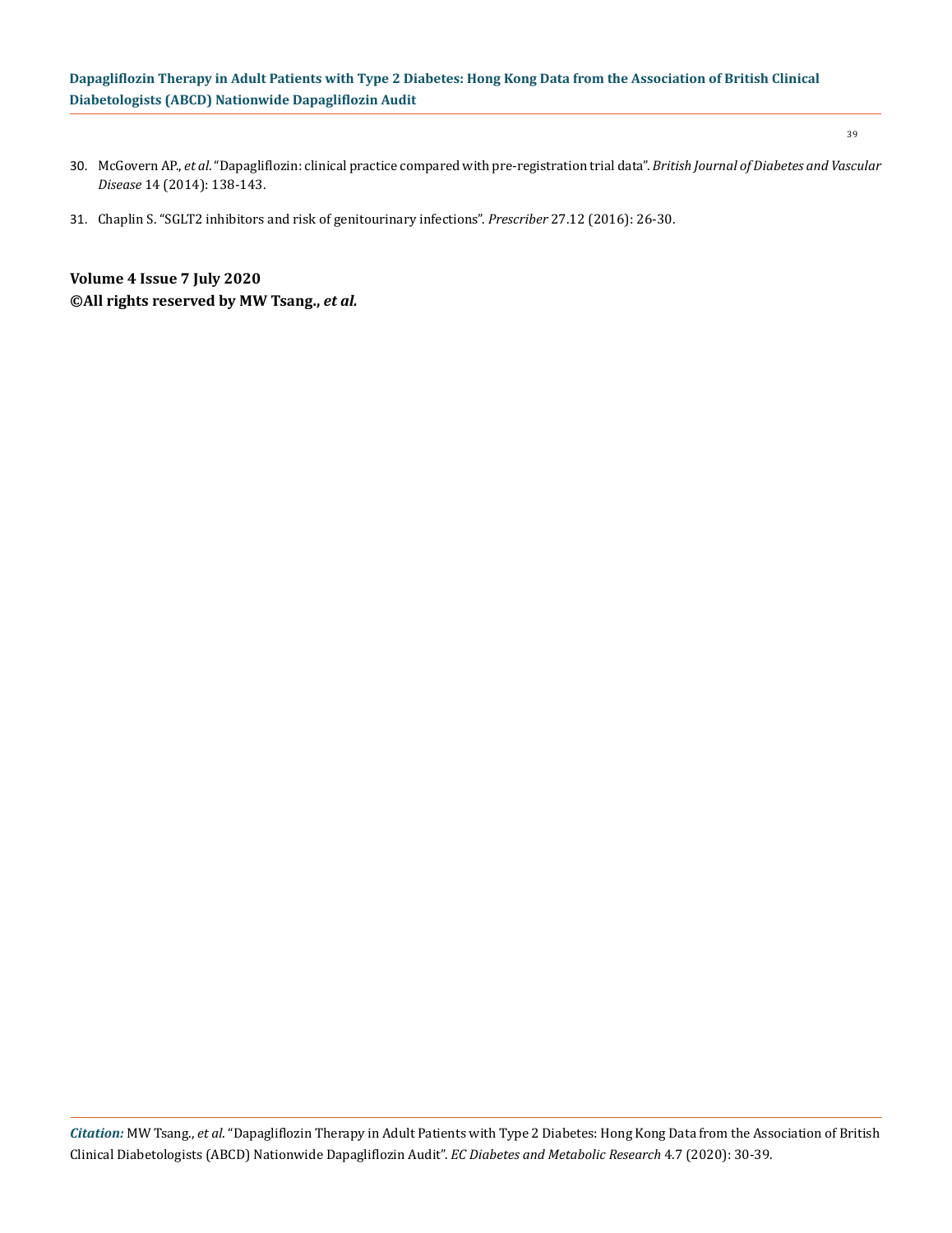30. McGovern AP., *et al*. "Dapagliflozin: clinical practice compared with pre-registration trial data". *British Journal of Diabetes and Vascular Disease* 14 (2014): 138-143.

31. Chaplin S. "SGLT2 inhibitors and risk of genitourinary infections". *Prescriber* 27.12 (2016): 26-30.

**Volume 4 Issue 7 July 2020**
**©All rights reserved by MW Tsang., *et al.***